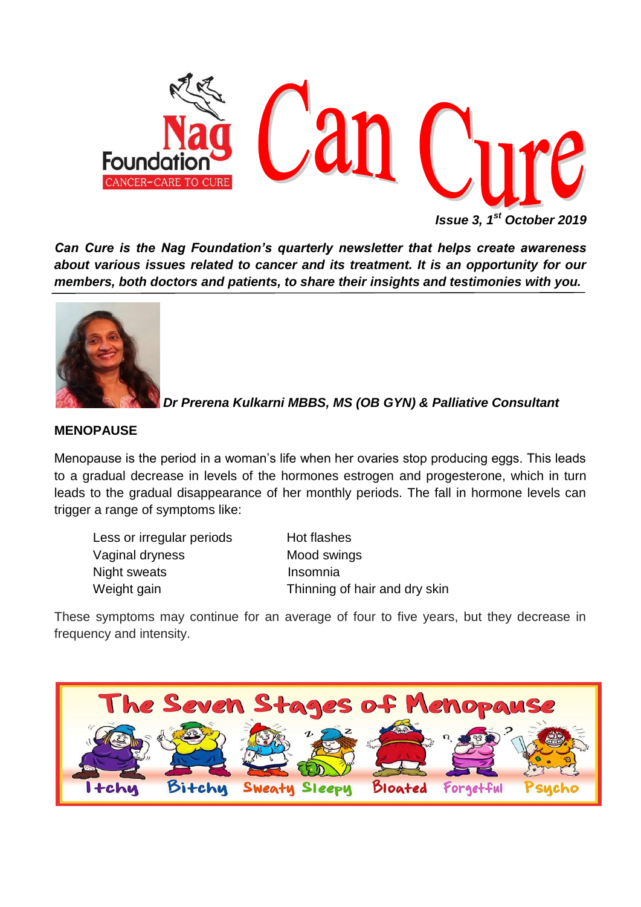# Can Cure

Nag Foundation
CANCER-CARE TO CURE

***Issue 3, 1st October 2019***

***Can Cure is the Nag Foundation's quarterly newsletter that helps create awareness about various issues related to cancer and its treatment. It is an opportunity for our members, both doctors and patients, to share their insights and testimonies with you.***

***Dr Prerena Kulkarni MBBS, MS (OB GYN) & Palliative Consultant***

## MENOPAUSE

Menopause is the period in a woman's life when her ovaries stop producing eggs. This leads to a gradual decrease in levels of the hormones estrogen and progesterone, which in turn leads to the gradual disappearance of her monthly periods. The fall in hormone levels can trigger a range of symptoms like:

- Less or irregular periods
- Vaginal dryness
- Night sweats
- Weight gain
- Hot flashes
- Mood swings
- Insomnia
- Thinning of hair and dry skin

These symptoms may continue for an average of four to five years, but they decrease in frequency and intensity.

**The Seven Stages of Menopause**

Itchy, Bitchy, Sweaty, Sleepy, Bloated, Forgetful, Psycho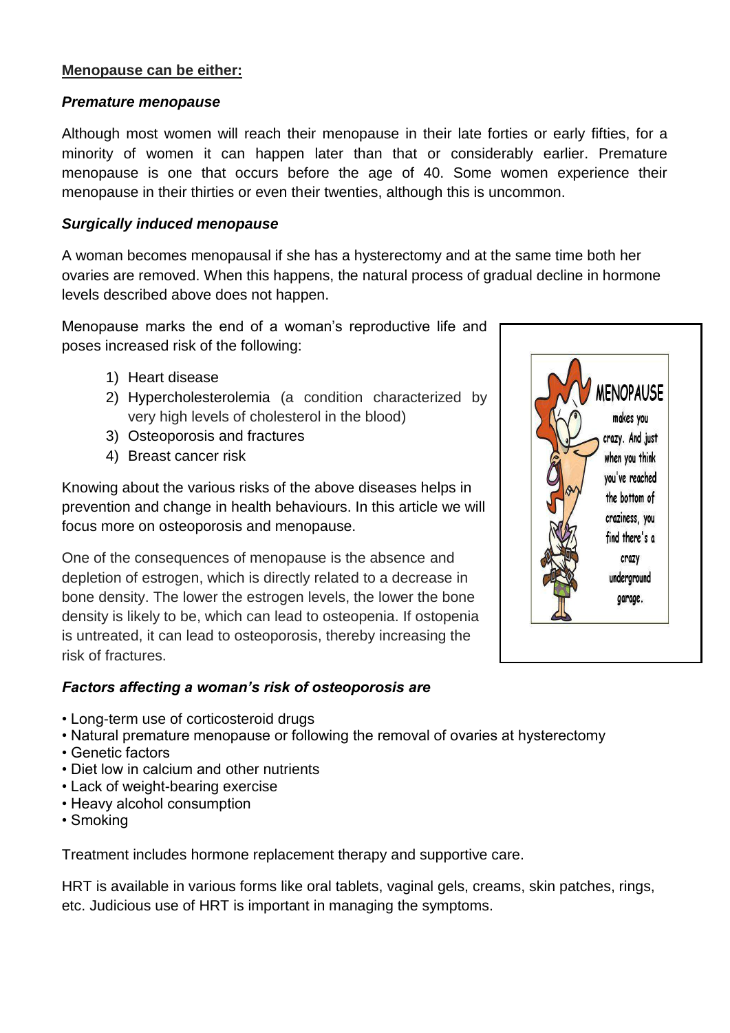**Menopause can be either:**

***Premature menopause***

Although most women will reach their menopause in their late forties or early fifties, for a minority of women it can happen later than that or considerably earlier. Premature menopause is one that occurs before the age of 40. Some women experience their menopause in their thirties or even their twenties, although this is uncommon.

***Surgically induced menopause***

A woman becomes menopausal if she has a hysterectomy and at the same time both her ovaries are removed. When this happens, the natural process of gradual decline in hormone levels described above does not happen.

Menopause marks the end of a woman's reproductive life and poses increased risk of the following:

1) Heart disease
2) Hypercholesterolemia (a condition characterized by very high levels of cholesterol in the blood)
3) Osteoporosis and fractures
4) Breast cancer risk

Knowing about the various risks of the above diseases helps in prevention and change in health behaviours. In this article we will focus more on osteoporosis and menopause.

One of the consequences of menopause is the absence and depletion of estrogen, which is directly related to a decrease in bone density. The lower the estrogen levels, the lower the bone density is likely to be, which can lead to osteopenia. If ostopenia is untreated, it can lead to osteoporosis, thereby increasing the risk of fractures.

MENOPAUSE makes you crazy. And just when you think you've reached the bottom of craziness, you find there's a crazy underground garage.

***Factors affecting a woman's risk of osteoporosis are***

- Long-term use of corticosteroid drugs
- Natural premature menopause or following the removal of ovaries at hysterectomy
- Genetic factors
- Diet low in calcium and other nutrients
- Lack of weight-bearing exercise
- Heavy alcohol consumption
- Smoking

Treatment includes hormone replacement therapy and supportive care.

HRT is available in various forms like oral tablets, vaginal gels, creams, skin patches, rings, etc. Judicious use of HRT is important in managing the symptoms.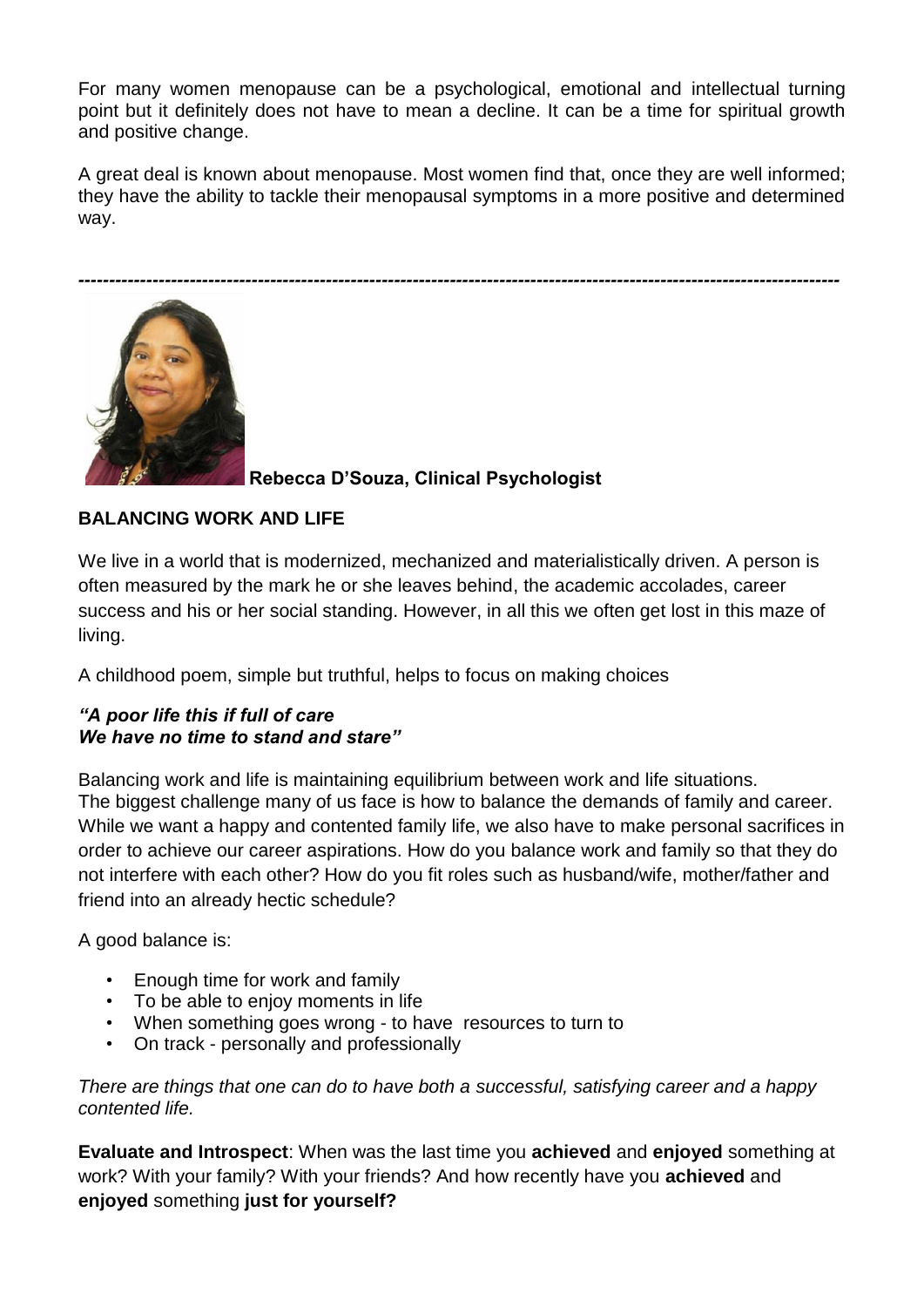For many women menopause can be a psychological, emotional and intellectual turning point but it definitely does not have to mean a decline. It can be a time for spiritual growth and positive change.

A great deal is known about menopause. Most women find that, once they are well informed; they have the ability to tackle their menopausal symptoms in a more positive and determined way.

---

**Rebecca D'Souza, Clinical Psychologist**

## BALANCING WORK AND LIFE

We live in a world that is modernized, mechanized and materialistically driven. A person is often measured by the mark he or she leaves behind, the academic accolades, career success and his or her social standing. However, in all this we often get lost in this maze of living.

A childhood poem, simple but truthful, helps to focus on making choices

***"A poor life this if full of care***
***We have no time to stand and stare"***

Balancing work and life is maintaining equilibrium between work and life situations.
The biggest challenge many of us face is how to balance the demands of family and career. While we want a happy and contented family life, we also have to make personal sacrifices in order to achieve our career aspirations. How do you balance work and family so that they do not interfere with each other? How do you fit roles such as husband/wife, mother/father and friend into an already hectic schedule?

A good balance is:

- Enough time for work and family
- To be able to enjoy moments in life
- When something goes wrong - to have resources to turn to
- On track - personally and professionally

*There are things that one can do to have both a successful, satisfying career and a happy contented life.*

**Evaluate and Introspect**: When was the last time you **achieved** and **enjoyed** something at work? With your family? With your friends? And how recently have you **achieved** and **enjoyed** something **just for yourself?**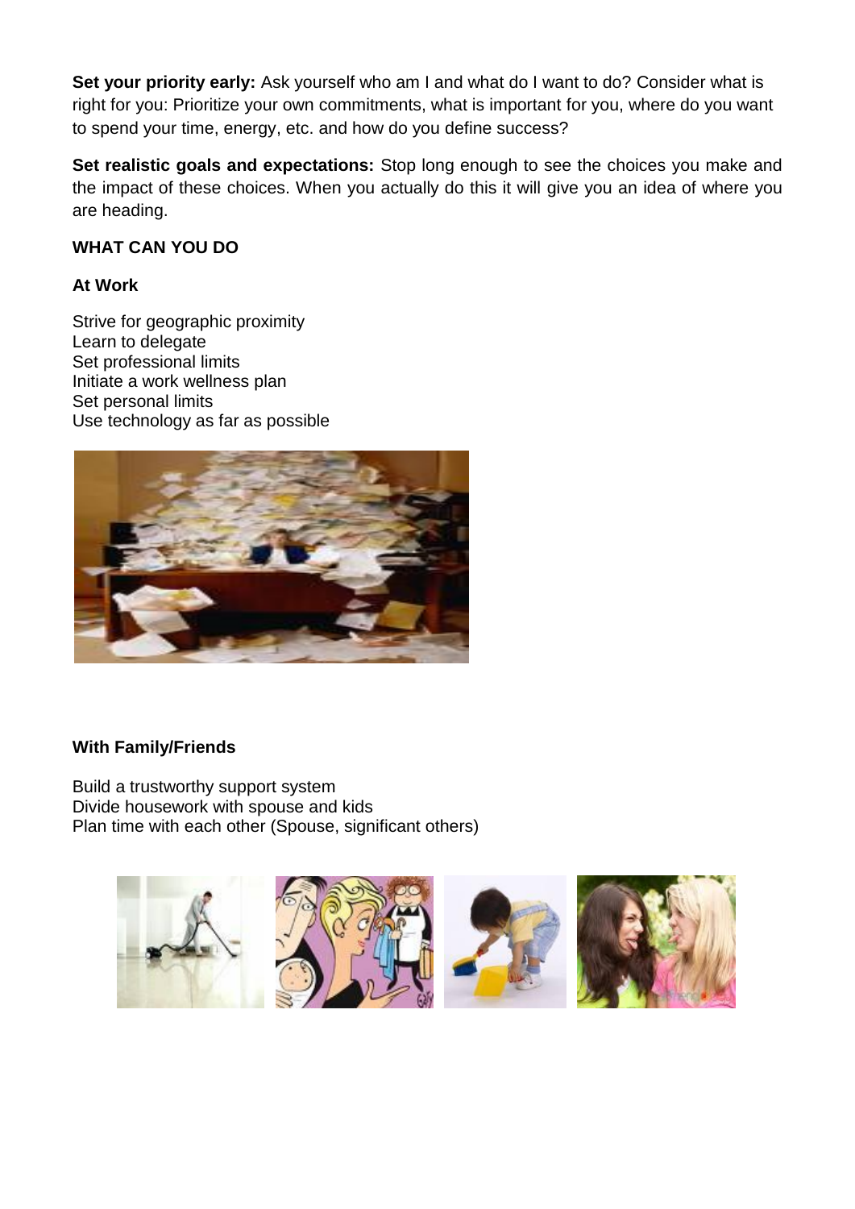**Set your priority early:** Ask yourself who am I and what do I want to do? Consider what is right for you: Prioritize your own commitments, what is important for you, where do you want to spend your time, energy, etc. and how do you define success?

**Set realistic goals and expectations:** Stop long enough to see the choices you make and the impact of these choices. When you actually do this it will give you an idea of where you are heading.

**WHAT CAN YOU DO**

**At Work**

Strive for geographic proximity
Learn to delegate
Set professional limits
Initiate a work wellness plan
Set personal limits
Use technology as far as possible

**With Family/Friends**

Build a trustworthy support system
Divide housework with spouse and kids
Plan time with each other (Spouse, significant others)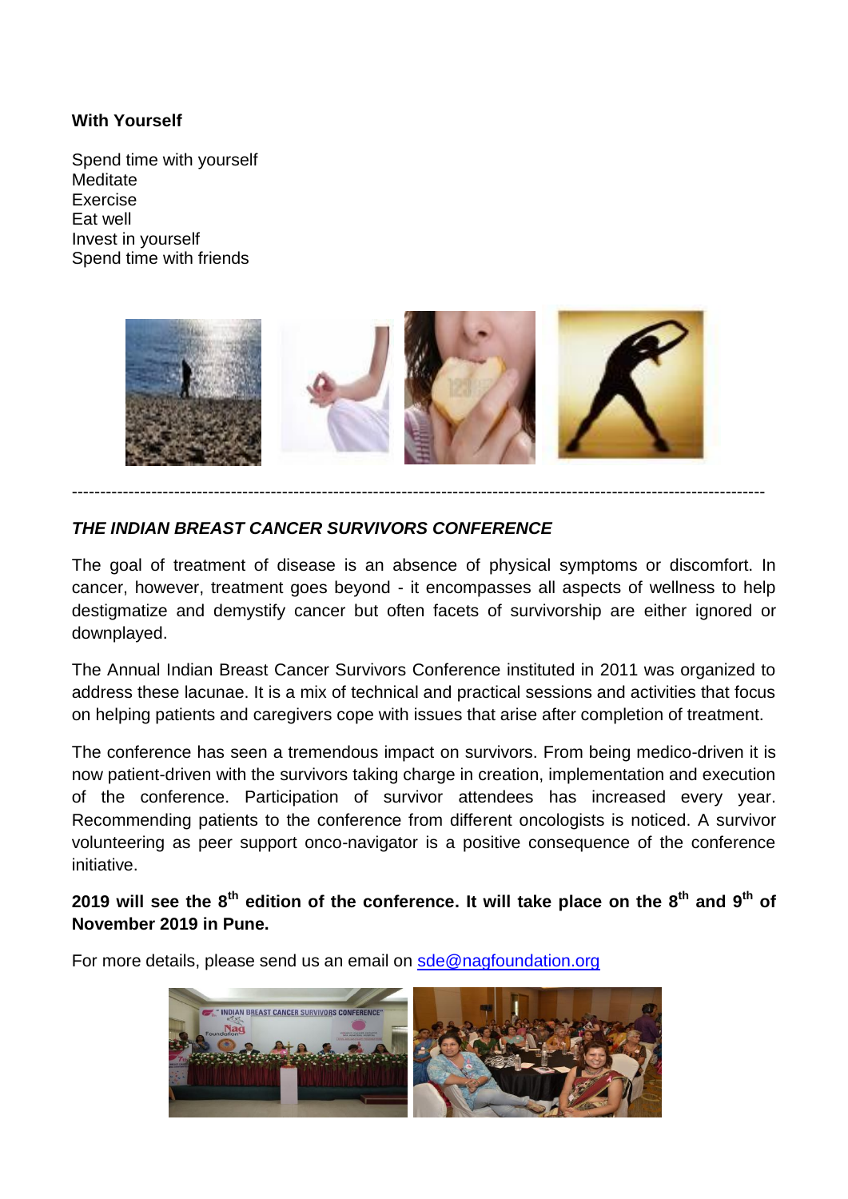**With Yourself**

Spend time with yourself
Meditate
Exercise
Eat well
Invest in yourself
Spend time with friends

---

***THE INDIAN BREAST CANCER SURVIVORS CONFERENCE***

The goal of treatment of disease is an absence of physical symptoms or discomfort. In cancer, however, treatment goes beyond - it encompasses all aspects of wellness to help destigmatize and demystify cancer but often facets of survivorship are either ignored or downplayed.

The Annual Indian Breast Cancer Survivors Conference instituted in 2011 was organized to address these lacunae. It is a mix of technical and practical sessions and activities that focus on helping patients and caregivers cope with issues that arise after completion of treatment.

The conference has seen a tremendous impact on survivors. From being medico-driven it is now patient-driven with the survivors taking charge in creation, implementation and execution of the conference. Participation of survivor attendees has increased every year. Recommending patients to the conference from different oncologists is noticed. A survivor volunteering as peer support onco-navigator is a positive consequence of the conference initiative.

**2019 will see the 8th edition of the conference. It will take place on the 8th and 9th of November 2019 in Pune.**

For more details, please send us an email on sde@nagfoundation.org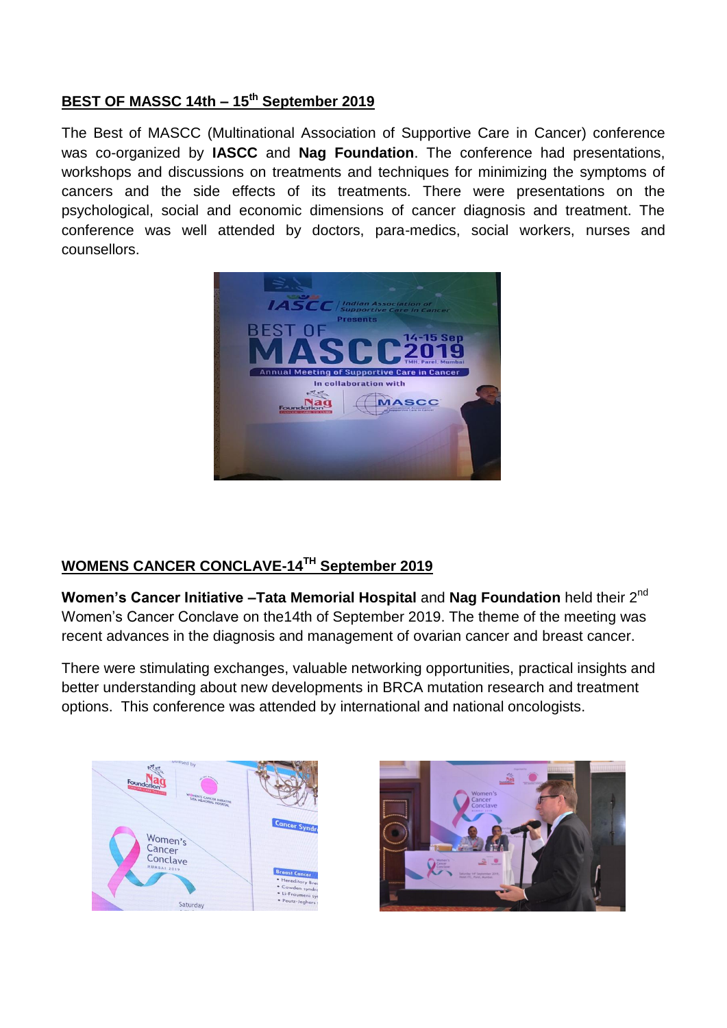## BEST OF MASSC 14th – 15th September 2019

The Best of MASCC (Multinational Association of Supportive Care in Cancer) conference was co-organized by **IASCC** and **Nag Foundation**. The conference had presentations, workshops and discussions on treatments and techniques for minimizing the symptoms of cancers and the side effects of its treatments. There were presentations on the psychological, social and economic dimensions of cancer diagnosis and treatment. The conference was well attended by doctors, para-medics, social workers, nurses and counsellors.

## WOMENS CANCER CONCLAVE-14TH September 2019

**Women's Cancer Initiative –Tata Memorial Hospital** and **Nag Foundation** held their 2nd Women's Cancer Conclave on the14th of September 2019. The theme of the meeting was recent advances in the diagnosis and management of ovarian cancer and breast cancer.

There were stimulating exchanges, valuable networking opportunities, practical insights and better understanding about new developments in BRCA mutation research and treatment options. This conference was attended by international and national oncologists.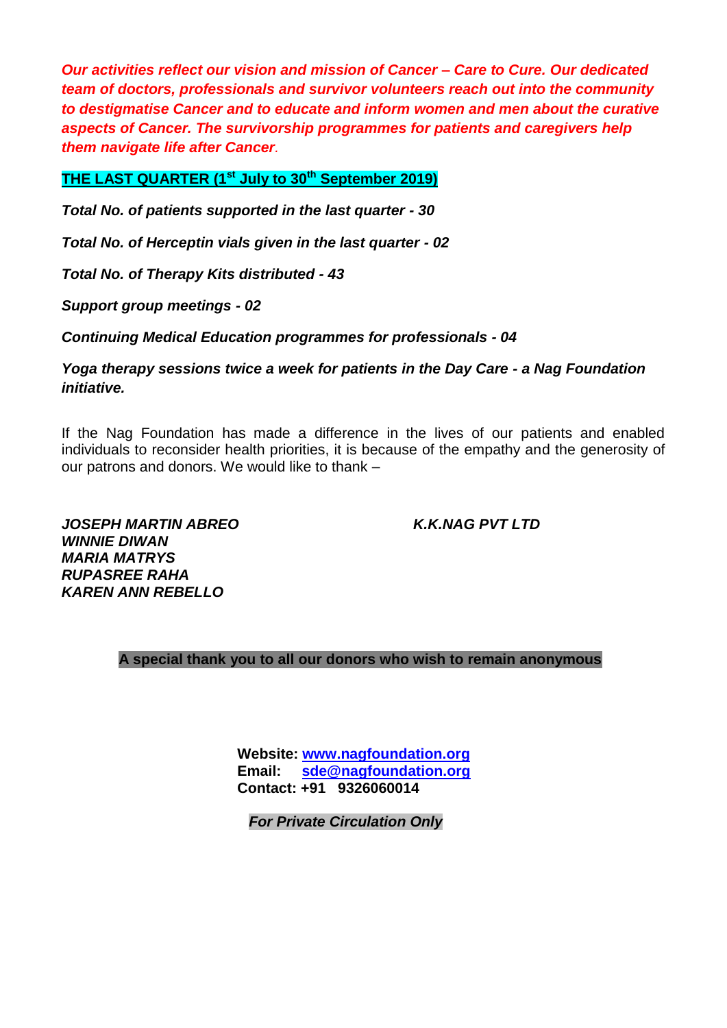***Our activities reflect our vision and mission of Cancer – Care to Cure. Our dedicated team of doctors, professionals and survivor volunteers reach out into the community to destigmatise Cancer and to educate and inform women and men about the curative aspects of Cancer. The survivorship programmes for patients and caregivers help them navigate life after Cancer.***

## THE LAST QUARTER (1st July to 30th September 2019)

***Total No. of patients supported in the last quarter - 30***

***Total No. of Herceptin vials given in the last quarter - 02***

***Total No. of Therapy Kits distributed - 43***

***Support group meetings - 02***

***Continuing Medical Education programmes for professionals - 04***

***Yoga therapy sessions twice a week for patients in the Day Care - a Nag Foundation initiative.***

If the Nag Foundation has made a difference in the lives of our patients and enabled individuals to reconsider health priorities, it is because of the empathy and the generosity of our patrons and donors. We would like to thank –

***JOSEPH MARTIN ABREO***
***WINNIE DIWAN***
***MARIA MATRYS***
***RUPASREE RAHA***
***KAREN ANN REBELLO***

***K.K.NAG PVT LTD***

**A special thank you to all our donors who wish to remain anonymous**

**Website: www.nagfoundation.org**
**Email: sde@nagfoundation.org**
**Contact: +91 9326060014**

***For Private Circulation Only***